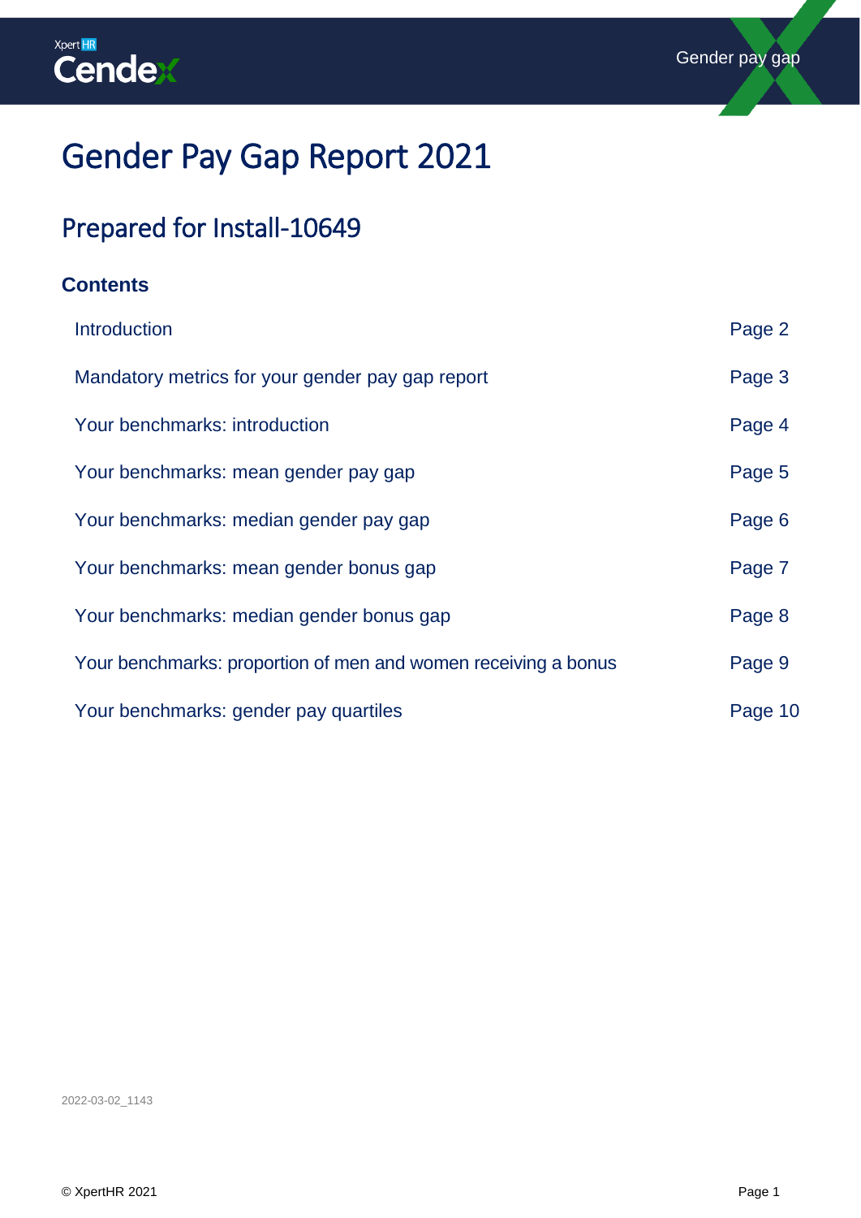# Gender Pay Gap Report 2021

## Prepared for Install-10649

### Contents

| | |
|---|---|
| Introduction | Page 2 |
| Mandatory metrics for your gender pay gap report | Page 3 |
| Your benchmarks: introduction | Page 4 |
| Your benchmarks: mean gender pay gap | Page 5 |
| Your benchmarks: median gender pay gap | Page 6 |
| Your benchmarks: mean gender bonus gap | Page 7 |
| Your benchmarks: median gender bonus gap | Page 8 |
| Your benchmarks: proportion of men and women receiving a bonus | Page 9 |
| Your benchmarks: gender pay quartiles | Page 10 |

2022-03-02_1143

© XpertHR 2021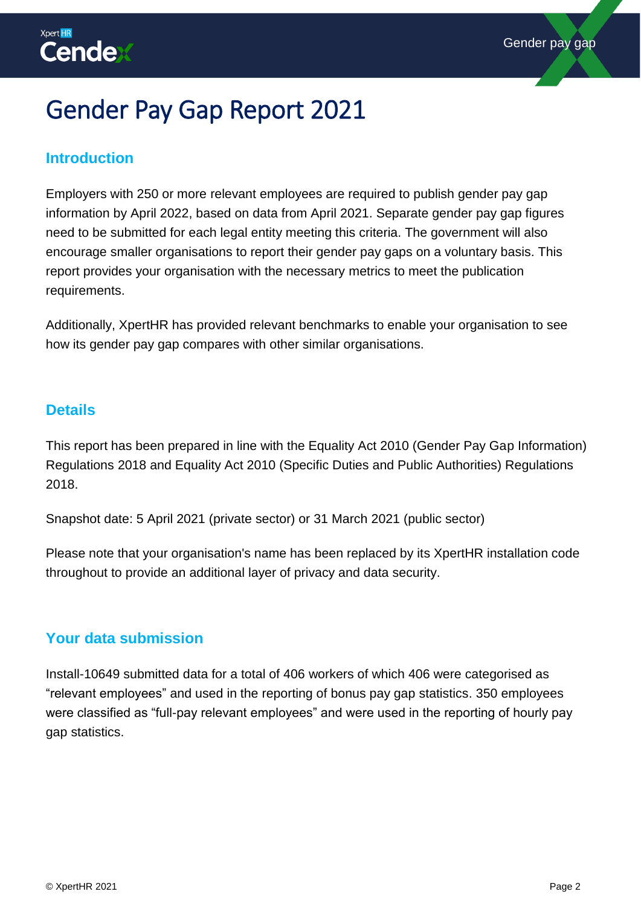# Gender Pay Gap Report 2021

## Introduction

Employers with 250 or more relevant employees are required to publish gender pay gap information by April 2022, based on data from April 2021. Separate gender pay gap figures need to be submitted for each legal entity meeting this criteria. The government will also encourage smaller organisations to report their gender pay gaps on a voluntary basis. This report provides your organisation with the necessary metrics to meet the publication requirements.

Additionally, XpertHR has provided relevant benchmarks to enable your organisation to see how its gender pay gap compares with other similar organisations.

## Details

This report has been prepared in line with the Equality Act 2010 (Gender Pay Gap Information) Regulations 2018 and Equality Act 2010 (Specific Duties and Public Authorities) Regulations 2018.

Snapshot date: 5 April 2021 (private sector) or 31 March 2021 (public sector)

Please note that your organisation's name has been replaced by its XpertHR installation code throughout to provide an additional layer of privacy and data security.

## Your data submission

Install-10649 submitted data for a total of 406 workers of which 406 were categorised as "relevant employees" and used in the reporting of bonus pay gap statistics. 350 employees were classified as "full-pay relevant employees" and were used in the reporting of hourly pay gap statistics.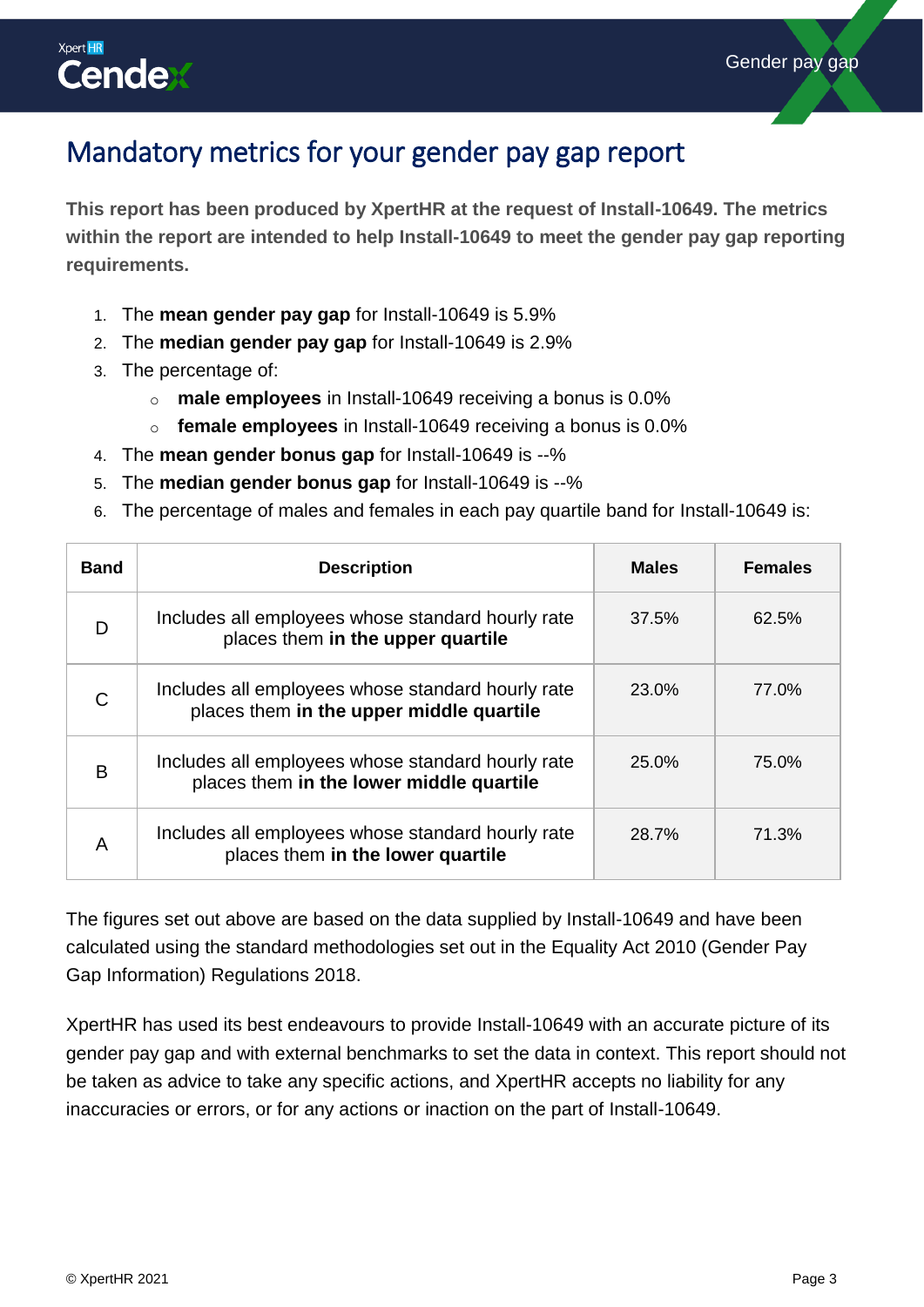# Mandatory metrics for your gender pay gap report

**This report has been produced by XpertHR at the request of Install-10649. The metrics within the report are intended to help Install-10649 to meet the gender pay gap reporting requirements.**

1. The **mean gender pay gap** for Install-10649 is 5.9%
2. The **median gender pay gap** for Install-10649 is 2.9%
3. The percentage of:
    - **male employees** in Install-10649 receiving a bonus is 0.0%
    - **female employees** in Install-10649 receiving a bonus is 0.0%
4. The **mean gender bonus gap** for Install-10649 is --%
5. The **median gender bonus gap** for Install-10649 is --%
6. The percentage of males and females in each pay quartile band for Install-10649 is:

| Band | Description | Males | Females |
|---|---|---|---|
| D | Includes all employees whose standard hourly rate places them **in the upper quartile** | 37.5% | 62.5% |
| C | Includes all employees whose standard hourly rate places them **in the upper middle quartile** | 23.0% | 77.0% |
| B | Includes all employees whose standard hourly rate places them **in the lower middle quartile** | 25.0% | 75.0% |
| A | Includes all employees whose standard hourly rate places them **in the lower quartile** | 28.7% | 71.3% |

The figures set out above are based on the data supplied by Install-10649 and have been calculated using the standard methodologies set out in the Equality Act 2010 (Gender Pay Gap Information) Regulations 2018.

XpertHR has used its best endeavours to provide Install-10649 with an accurate picture of its gender pay gap and with external benchmarks to set the data in context. This report should not be taken as advice to take any specific actions, and XpertHR accepts no liability for any inaccuracies or errors, or for any actions or inaction on the part of Install-10649.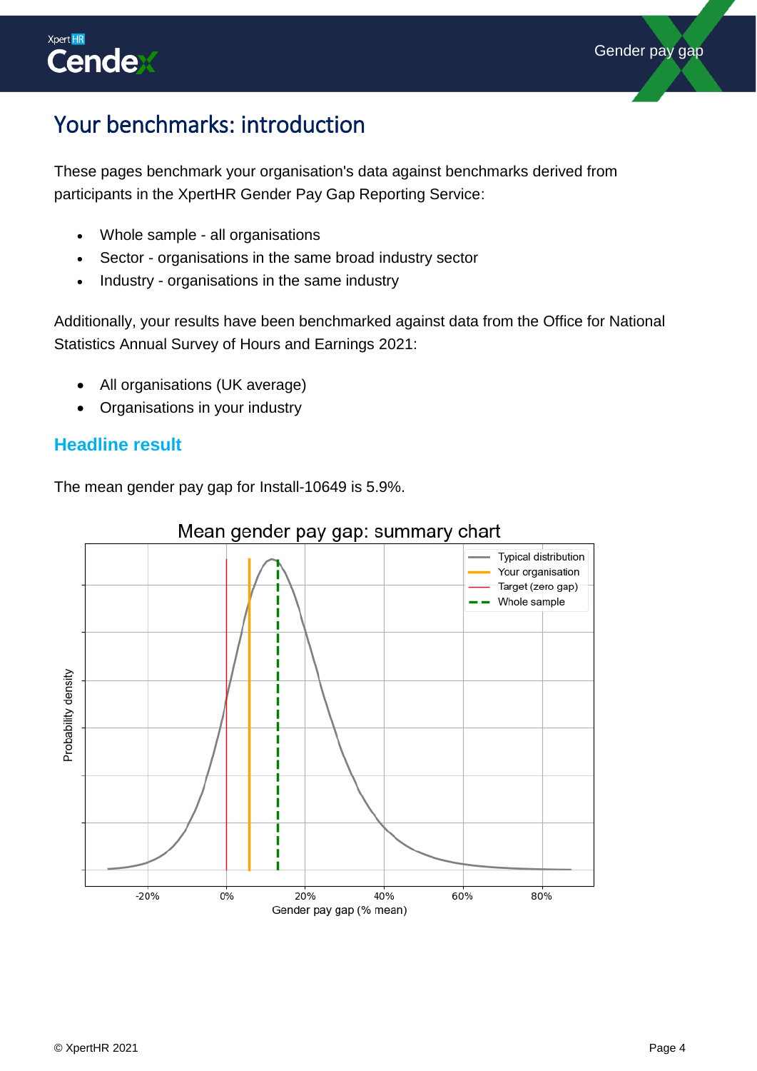# Your benchmarks: introduction

These pages benchmark your organisation's data against benchmarks derived from participants in the XpertHR Gender Pay Gap Reporting Service:

- Whole sample - all organisations
- Sector - organisations in the same broad industry sector
- Industry - organisations in the same industry

Additionally, your results have been benchmarked against data from the Office for National Statistics Annual Survey of Hours and Earnings 2021:

- All organisations (UK average)
- Organisations in your industry

## Headline result

The mean gender pay gap for Install-10649 is 5.9%.

Mean gender pay gap: summary chart

Typical distribution
Your organisation
Target (zero gap)
Whole sample

Probability density

-20% 0% 20% 40% 60% 80%

Gender pay gap (% mean)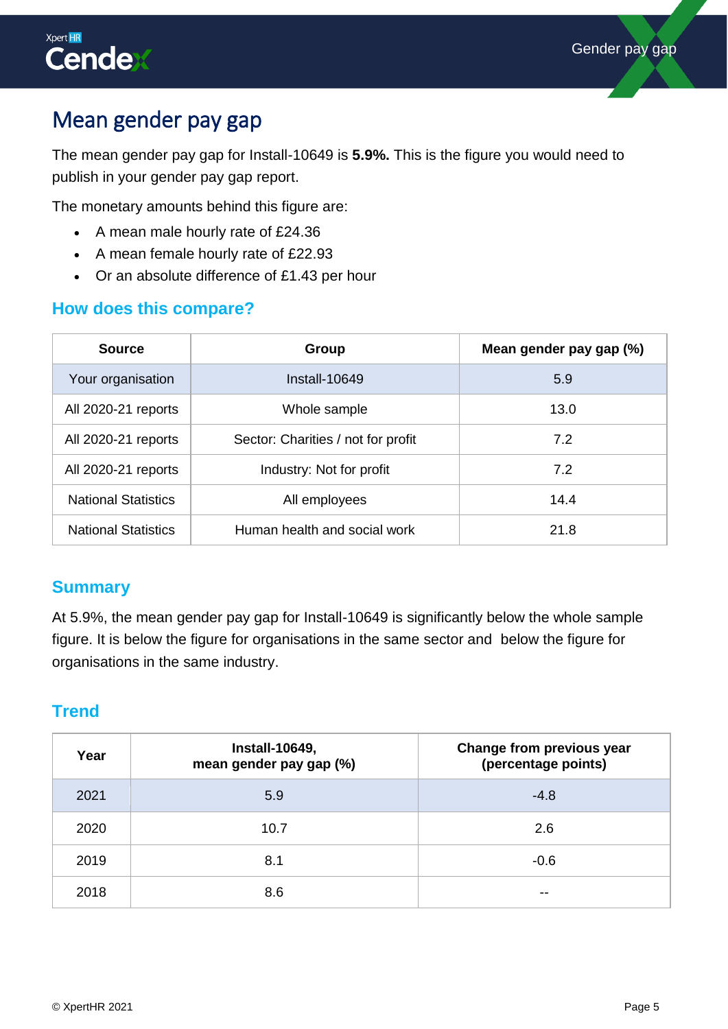# Mean gender pay gap

The mean gender pay gap for Install-10649 is **5.9%.** This is the figure you would need to publish in your gender pay gap report.

The monetary amounts behind this figure are:

- A mean male hourly rate of £24.36
- A mean female hourly rate of £22.93
- Or an absolute difference of £1.43 per hour

## How does this compare?

| Source | Group | Mean gender pay gap (%) |
|---|---|---|
| Your organisation | Install-10649 | 5.9 |
| All 2020-21 reports | Whole sample | 13.0 |
| All 2020-21 reports | Sector: Charities / not for profit | 7.2 |
| All 2020-21 reports | Industry: Not for profit | 7.2 |
| National Statistics | All employees | 14.4 |
| National Statistics | Human health and social work | 21.8 |

## Summary

At 5.9%, the mean gender pay gap for Install-10649 is significantly below the whole sample figure. It is below the figure for organisations in the same sector and  below the figure for organisations in the same industry.

## Trend

| Year | Install-10649, mean gender pay gap (%) | Change from previous year (percentage points) |
|---|---|---|
| 2021 | 5.9 | -4.8 |
| 2020 | 10.7 | 2.6 |
| 2019 | 8.1 | -0.6 |
| 2018 | 8.6 | -- |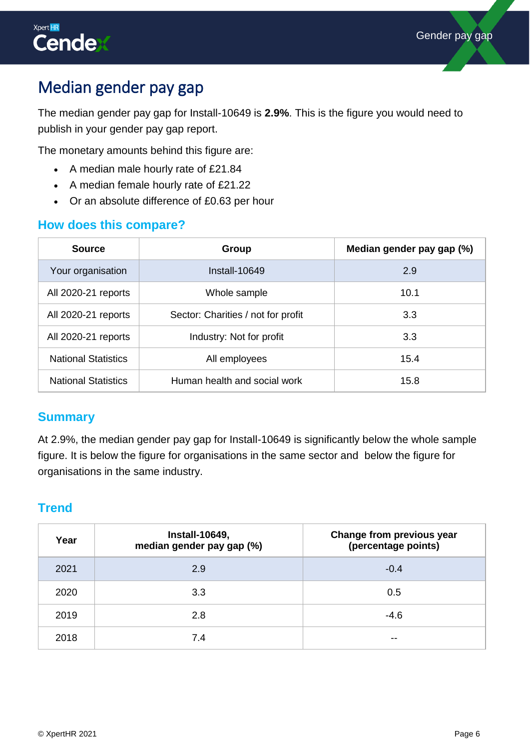# Median gender pay gap

The median gender pay gap for Install-10649 is **2.9%**. This is the figure you would need to publish in your gender pay gap report.

The monetary amounts behind this figure are:

- A median male hourly rate of £21.84
- A median female hourly rate of £21.22
- Or an absolute difference of £0.63 per hour

## How does this compare?

| Source | Group | Median gender pay gap (%) |
|---|---|---|
| Your organisation | Install-10649 | 2.9 |
| All 2020-21 reports | Whole sample | 10.1 |
| All 2020-21 reports | Sector: Charities / not for profit | 3.3 |
| All 2020-21 reports | Industry: Not for profit | 3.3 |
| National Statistics | All employees | 15.4 |
| National Statistics | Human health and social work | 15.8 |

## Summary

At 2.9%, the median gender pay gap for Install-10649 is significantly below the whole sample figure. It is below the figure for organisations in the same sector and below the figure for organisations in the same industry.

## Trend

| Year | Install-10649, median gender pay gap (%) | Change from previous year (percentage points) |
|---|---|---|
| 2021 | 2.9 | -0.4 |
| 2020 | 3.3 | 0.5 |
| 2019 | 2.8 | -4.6 |
| 2018 | 7.4 | -- |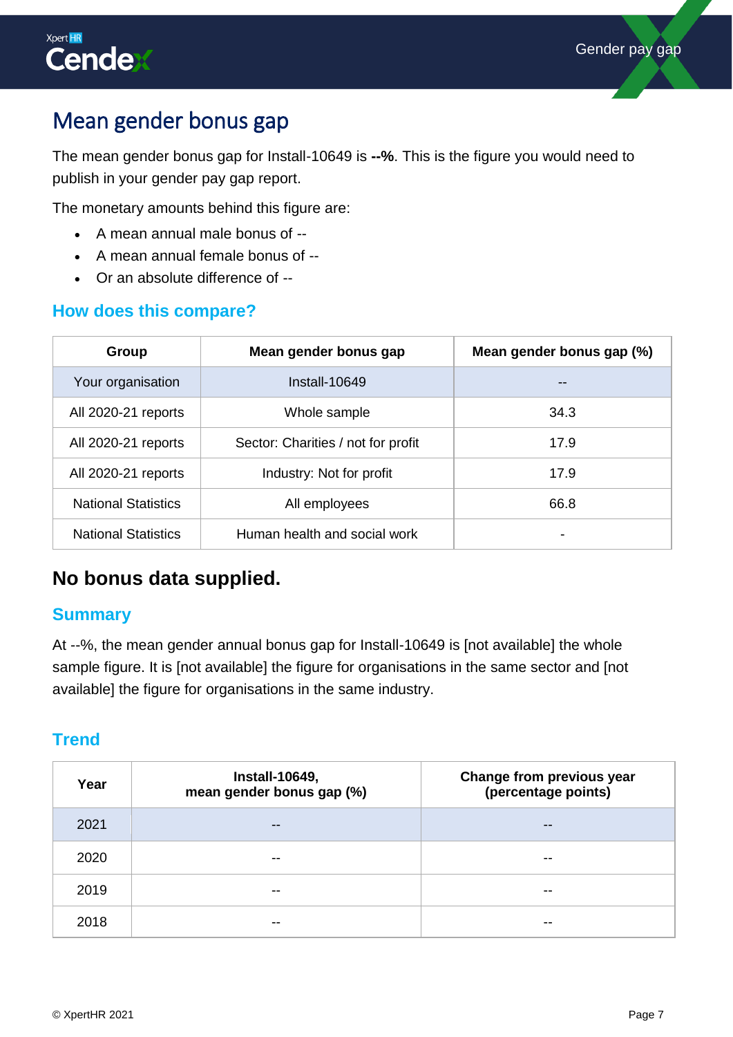# Mean gender bonus gap

The mean gender bonus gap for Install-10649 is **--%**. This is the figure you would need to publish in your gender pay gap report.

The monetary amounts behind this figure are:

- A mean annual male bonus of --
- A mean annual female bonus of --
- Or an absolute difference of --

## How does this compare?

| Group | Mean gender bonus gap | Mean gender bonus gap (%) |
|---|---|---|
| Your organisation | Install-10649 | -- |
| All 2020-21 reports | Whole sample | 34.3 |
| All 2020-21 reports | Sector: Charities / not for profit | 17.9 |
| All 2020-21 reports | Industry: Not for profit | 17.9 |
| National Statistics | All employees | 66.8 |
| National Statistics | Human health and social work | - |

## No bonus data supplied.

## Summary

At --%, the mean gender annual bonus gap for Install-10649 is [not available] the whole sample figure. It is [not available] the figure for organisations in the same sector and [not available] the figure for organisations in the same industry.

## Trend

| Year | Install-10649, mean gender bonus gap (%) | Change from previous year (percentage points) |
|---|---|---|
| 2021 | -- | -- |
| 2020 | -- | -- |
| 2019 | -- | -- |
| 2018 | -- | -- |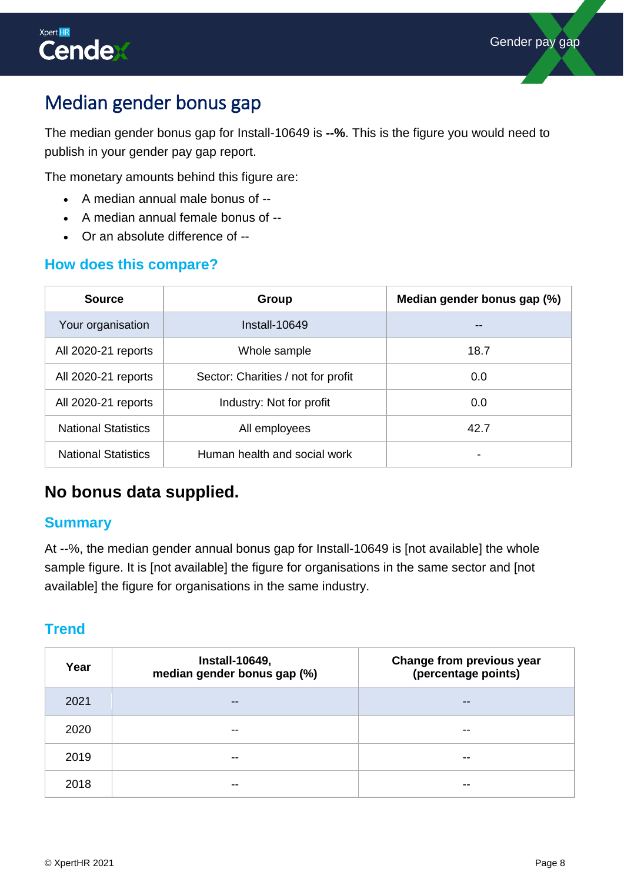# Median gender bonus gap

The median gender bonus gap for Install-10649 is **--%**. This is the figure you would need to publish in your gender pay gap report.

The monetary amounts behind this figure are:

- A median annual male bonus of --
- A median annual female bonus of --
- Or an absolute difference of --

## How does this compare?

| Source | Group | Median gender bonus gap (%) |
| --- | --- | --- |
| Your organisation | Install-10649 | -- |
| All 2020-21 reports | Whole sample | 18.7 |
| All 2020-21 reports | Sector: Charities / not for profit | 0.0 |
| All 2020-21 reports | Industry: Not for profit | 0.0 |
| National Statistics | All employees | 42.7 |
| National Statistics | Human health and social work | - |

## No bonus data supplied.

## Summary

At --%, the median gender annual bonus gap for Install-10649 is [not available] the whole sample figure. It is [not available] the figure for organisations in the same sector and [not available] the figure for organisations in the same industry.

## Trend

| Year | Install-10649, median gender bonus gap (%) | Change from previous year (percentage points) |
| --- | --- | --- |
| 2021 | -- | -- |
| 2020 | -- | -- |
| 2019 | -- | -- |
| 2018 | -- | -- |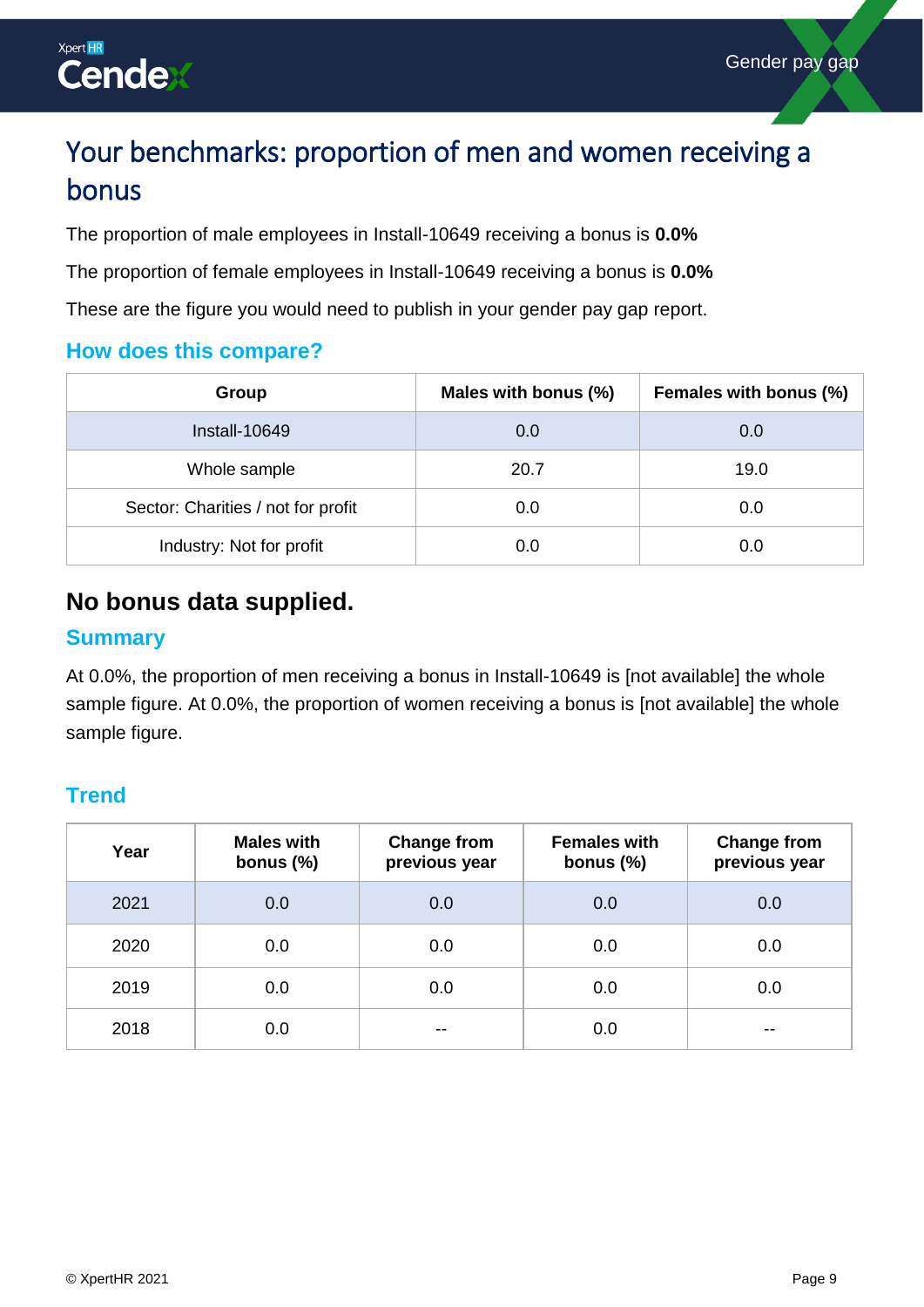# Your benchmarks: proportion of men and women receiving a bonus

The proportion of male employees in Install-10649 receiving a bonus is **0.0%**

The proportion of female employees in Install-10649 receiving a bonus is **0.0%**

These are the figure you would need to publish in your gender pay gap report.

### How does this compare?

| Group | Males with bonus (%) | Females with bonus (%) |
|---|---|---|
| Install-10649 | 0.0 | 0.0 |
| Whole sample | 20.7 | 19.0 |
| Sector: Charities / not for profit | 0.0 | 0.0 |
| Industry: Not for profit | 0.0 | 0.0 |

## No bonus data supplied.

### Summary

At 0.0%, the proportion of men receiving a bonus in Install-10649 is [not available] the whole sample figure. At 0.0%, the proportion of women receiving a bonus is [not available] the whole sample figure.

### Trend

| Year | Males with bonus (%) | Change from previous year | Females with bonus (%) | Change from previous year |
|---|---|---|---|---|
| 2021 | 0.0 | 0.0 | 0.0 | 0.0 |
| 2020 | 0.0 | 0.0 | 0.0 | 0.0 |
| 2019 | 0.0 | 0.0 | 0.0 | 0.0 |
| 2018 | 0.0 | -- | 0.0 | -- |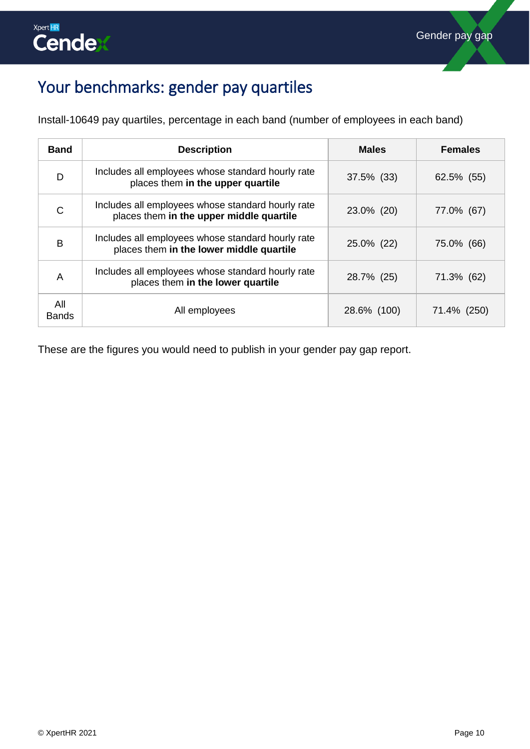# Your benchmarks: gender pay quartiles

Install-10649 pay quartiles, percentage in each band (number of employees in each band)

| Band | Description | Males | Females |
|---|---|---|---|
| D | Includes all employees whose standard hourly rate places them **in the upper quartile** | 37.5% (33) | 62.5% (55) |
| C | Includes all employees whose standard hourly rate places them **in the upper middle quartile** | 23.0% (20) | 77.0% (67) |
| B | Includes all employees whose standard hourly rate places them **in the lower middle quartile** | 25.0% (22) | 75.0% (66) |
| A | Includes all employees whose standard hourly rate places them **in the lower quartile** | 28.7% (25) | 71.3% (62) |
| All Bands | All employees | 28.6% (100) | 71.4% (250) |

These are the figures you would need to publish in your gender pay gap report.